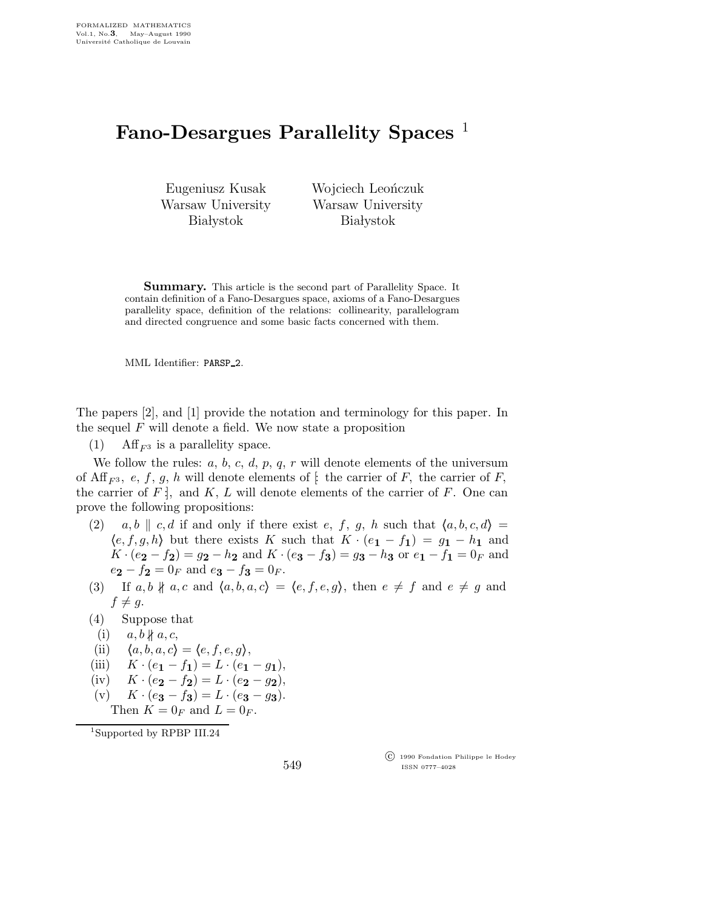# Fano-Desargues Parallelity Spaces [1]

Eugeniusz Kusak
Warsaw University
Białystok

Wojciech Leończuk
Warsaw University
Białystok

**Summary.** This article is the second part of Parallelity Space. It contain definition of a Fano-Desargues space, axioms of a Fano-Desargues parallelity space, definition of the relations: collinearity, parallelogram and directed congruence and some basic facts concerned with them.

MML Identifier: PARSP_2.

The papers [2], and [1] provide the notation and terminology for this paper. In the sequel $F$ will denote a field. We now state a proposition

(1) $\mathrm{Aff}_{F^3}$ is a parallelity space.

We follow the rules: $a$, $b$, $c$, $d$, $p$, $q$, $r$ will denote elements of the universum of $\mathrm{Aff}_{F^3}$, $e$, $f$, $g$, $h$ will denote elements of [: the carrier of $F$, the carrier of $F$, the carrier of $F$ :], and $K$, $L$ will denote elements of the carrier of $F$. One can prove the following propositions:

(2) $a, b \parallel c, d$ if and only if there exist $e$, $f$, $g$, $h$ such that $\langle a, b, c, d \rangle = \langle e, f, g, h \rangle$ but there exists $K$ such that $K \cdot (e_{\mathbf{1}} - f_{\mathbf{1}}) = g_{\mathbf{1}} - h_{\mathbf{1}}$ and $K \cdot (e_{\mathbf{2}} - f_{\mathbf{2}}) = g_{\mathbf{2}} - h_{\mathbf{2}}$ and $K \cdot (e_{\mathbf{3}} - f_{\mathbf{3}}) = g_{\mathbf{3}} - h_{\mathbf{3}}$ or $e_{\mathbf{1}} - f_{\mathbf{1}} = 0_F$ and $e_{\mathbf{2}} - f_{\mathbf{2}} = 0_F$ and $e_{\mathbf{3}} - f_{\mathbf{3}} = 0_F$.

(3) If $a, b \nparallel a, c$ and $\langle a, b, a, c \rangle = \langle e, f, e, g \rangle$, then $e \neq f$ and $e \neq g$ and $f \neq g$.

(4) Suppose that

(i) $a, b \nparallel a, c$,

(ii) $\langle a, b, a, c \rangle = \langle e, f, e, g \rangle$,

(iii) $K \cdot (e_{\mathbf{1}} - f_{\mathbf{1}}) = L \cdot (e_{\mathbf{1}} - g_{\mathbf{1}})$,

(iv) $K \cdot (e_{\mathbf{2}} - f_{\mathbf{2}}) = L \cdot (e_{\mathbf{2}} - g_{\mathbf{2}})$,

(v) $K \cdot (e_{\mathbf{3}} - f_{\mathbf{3}}) = L \cdot (e_{\mathbf{3}} - g_{\mathbf{3}})$.

Then $K = 0_F$ and $L = 0_F$.

[1] Supported by RPBP III.24

© 1990 Fondation Philippe le Hodey
ISSN 0777–4028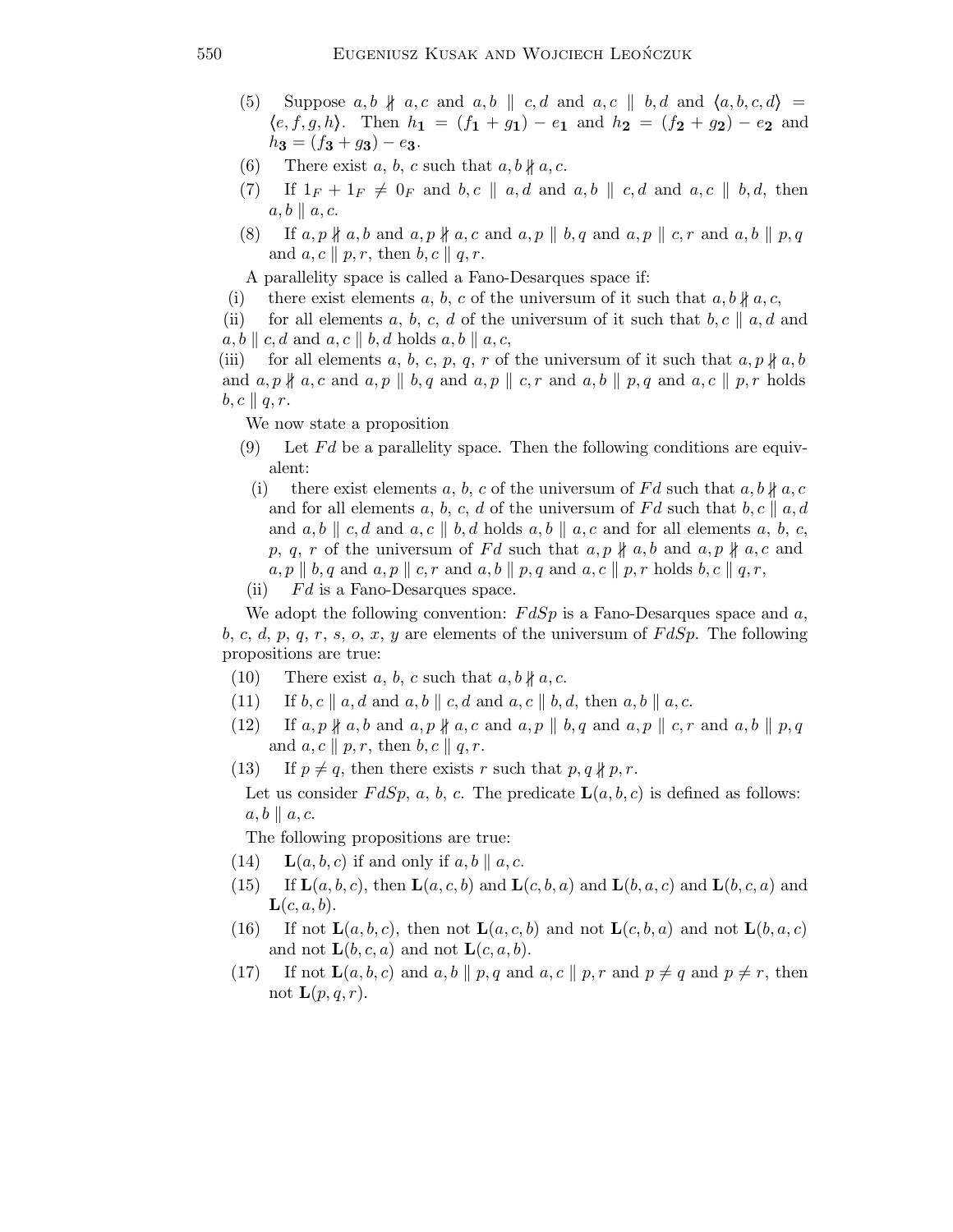(5) Suppose $a, b \nparallel a, c$ and $a, b \parallel c, d$ and $a, c \parallel b, d$ and $\langle a, b, c, d \rangle = \langle e, f, g, h \rangle$. Then $h_{\mathbf{1}} = (f_{\mathbf{1}} + g_{\mathbf{1}}) - e_{\mathbf{1}}$ and $h_{\mathbf{2}} = (f_{\mathbf{2}} + g_{\mathbf{2}}) - e_{\mathbf{2}}$ and $h_{\mathbf{3}} = (f_{\mathbf{3}} + g_{\mathbf{3}}) - e_{\mathbf{3}}$.

(6) There exist $a$, $b$, $c$ such that $a, b \nparallel a, c$.

(7) If $1_F + 1_F \neq 0_F$ and $b, c \parallel a, d$ and $a, b \parallel c, d$ and $a, c \parallel b, d$, then $a, b \parallel a, c$.

(8) If $a, p \nparallel a, b$ and $a, p \nparallel a, c$ and $a, p \parallel b, q$ and $a, p \parallel c, r$ and $a, b \parallel p, q$ and $a, c \parallel p, r$, then $b, c \parallel q, r$.

A parallelity space is called a Fano-Desarques space if:

(i) there exist elements $a$, $b$, $c$ of the universum of it such that $a, b \nparallel a, c$,

(ii) for all elements $a$, $b$, $c$, $d$ of the universum of it such that $b, c \parallel a, d$ and $a, b \parallel c, d$ and $a, c \parallel b, d$ holds $a, b \parallel a, c$,

(iii) for all elements $a$, $b$, $c$, $p$, $q$, $r$ of the universum of it such that $a, p \nparallel a, b$ and $a, p \nparallel a, c$ and $a, p \parallel b, q$ and $a, p \parallel c, r$ and $a, b \parallel p, q$ and $a, c \parallel p, r$ holds $b, c \parallel q, r$.

We now state a proposition

(9) Let $Fd$ be a parallelity space. Then the following conditions are equivalent:

  (i) there exist elements $a$, $b$, $c$ of the universum of $Fd$ such that $a, b \nparallel a, c$ and for all elements $a$, $b$, $c$, $d$ of the universum of $Fd$ such that $b, c \parallel a, d$ and $a, b \parallel c, d$ and $a, c \parallel b, d$ holds $a, b \parallel a, c$ and for all elements $a$, $b$, $c$, $p$, $q$, $r$ of the universum of $Fd$ such that $a, p \nparallel a, b$ and $a, p \nparallel a, c$ and $a, p \parallel b, q$ and $a, p \parallel c, r$ and $a, b \parallel p, q$ and $a, c \parallel p, r$ holds $b, c \parallel q, r$,

  (ii) $Fd$ is a Fano-Desarques space.

We adopt the following convention: $FdSp$ is a Fano-Desarques space and $a$, $b$, $c$, $d$, $p$, $q$, $r$, $s$, $o$, $x$, $y$ are elements of the universum of $FdSp$. The following propositions are true:

(10) There exist $a$, $b$, $c$ such that $a, b \nparallel a, c$.

(11) If $b, c \parallel a, d$ and $a, b \parallel c, d$ and $a, c \parallel b, d$, then $a, b \parallel a, c$.

(12) If $a, p \nparallel a, b$ and $a, p \nparallel a, c$ and $a, p \parallel b, q$ and $a, p \parallel c, r$ and $a, b \parallel p, q$ and $a, c \parallel p, r$, then $b, c \parallel q, r$.

(13) If $p \neq q$, then there exists $r$ such that $p, q \nparallel p, r$.

Let us consider $FdSp$, $a$, $b$, $c$. The predicate $\mathbf{L}(a, b, c)$ is defined as follows: $a, b \parallel a, c$.

The following propositions are true:

(14) $\mathbf{L}(a, b, c)$ if and only if $a, b \parallel a, c$.

(15) If $\mathbf{L}(a, b, c)$, then $\mathbf{L}(a, c, b)$ and $\mathbf{L}(c, b, a)$ and $\mathbf{L}(b, a, c)$ and $\mathbf{L}(b, c, a)$ and $\mathbf{L}(c, a, b)$.

(16) If not $\mathbf{L}(a, b, c)$, then not $\mathbf{L}(a, c, b)$ and not $\mathbf{L}(c, b, a)$ and not $\mathbf{L}(b, a, c)$ and not $\mathbf{L}(b, c, a)$ and not $\mathbf{L}(c, a, b)$.

(17) If not $\mathbf{L}(a, b, c)$ and $a, b \parallel p, q$ and $a, c \parallel p, r$ and $p \neq q$ and $p \neq r$, then not $\mathbf{L}(p, q, r)$.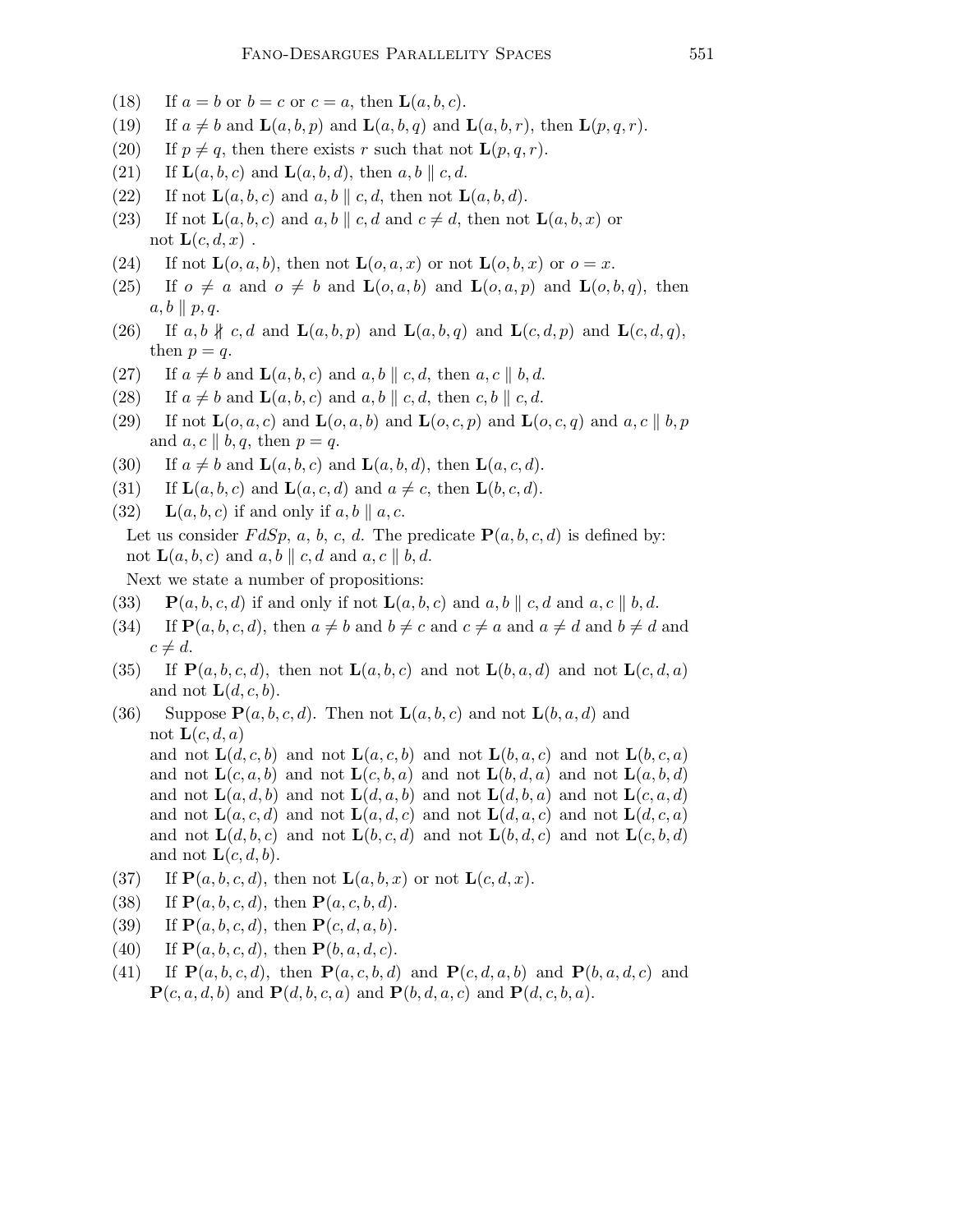(18) If $a = b$ or $b = c$ or $c = a$, then $\mathbf{L}(a, b, c)$.

(19) If $a \neq b$ and $\mathbf{L}(a, b, p)$ and $\mathbf{L}(a, b, q)$ and $\mathbf{L}(a, b, r)$, then $\mathbf{L}(p, q, r)$.

(20) If $p \neq q$, then there exists $r$ such that not $\mathbf{L}(p, q, r)$.

(21) If $\mathbf{L}(a, b, c)$ and $\mathbf{L}(a, b, d)$, then $a, b \parallel c, d$.

(22) If not $\mathbf{L}(a, b, c)$ and $a, b \parallel c, d$, then not $\mathbf{L}(a, b, d)$.

(23) If not $\mathbf{L}(a, b, c)$ and $a, b \parallel c, d$ and $c \neq d$, then not $\mathbf{L}(a, b, x)$ or not $\mathbf{L}(c, d, x)$ .

(24) If not $\mathbf{L}(o, a, b)$, then not $\mathbf{L}(o, a, x)$ or not $\mathbf{L}(o, b, x)$ or $o = x$.

(25) If $o \neq a$ and $o \neq b$ and $\mathbf{L}(o, a, b)$ and $\mathbf{L}(o, a, p)$ and $\mathbf{L}(o, b, q)$, then $a, b \parallel p, q$.

(26) If $a, b \nparallel c, d$ and $\mathbf{L}(a, b, p)$ and $\mathbf{L}(a, b, q)$ and $\mathbf{L}(c, d, p)$ and $\mathbf{L}(c, d, q)$, then $p = q$.

(27) If $a \neq b$ and $\mathbf{L}(a, b, c)$ and $a, b \parallel c, d$, then $a, c \parallel b, d$.

(28) If $a \neq b$ and $\mathbf{L}(a, b, c)$ and $a, b \parallel c, d$, then $c, b \parallel c, d$.

(29) If not $\mathbf{L}(o, a, c)$ and $\mathbf{L}(o, a, b)$ and $\mathbf{L}(o, c, p)$ and $\mathbf{L}(o, c, q)$ and $a, c \parallel b, p$ and $a, c \parallel b, q$, then $p = q$.

(30) If $a \neq b$ and $\mathbf{L}(a, b, c)$ and $\mathbf{L}(a, b, d)$, then $\mathbf{L}(a, c, d)$.

(31) If $\mathbf{L}(a, b, c)$ and $\mathbf{L}(a, c, d)$ and $a \neq c$, then $\mathbf{L}(b, c, d)$.

(32) $\mathbf{L}(a, b, c)$ if and only if $a, b \parallel a, c$.

Let us consider $FdSp$, $a$, $b$, $c$, $d$. The predicate $\mathbf{P}(a, b, c, d)$ is defined by: not $\mathbf{L}(a, b, c)$ and $a, b \parallel c, d$ and $a, c \parallel b, d$.

Next we state a number of propositions:

(33) $\mathbf{P}(a, b, c, d)$ if and only if not $\mathbf{L}(a, b, c)$ and $a, b \parallel c, d$ and $a, c \parallel b, d$.

(34) If $\mathbf{P}(a, b, c, d)$, then $a \neq b$ and $b \neq c$ and $c \neq a$ and $a \neq d$ and $b \neq d$ and $c \neq d$.

(35) If $\mathbf{P}(a, b, c, d)$, then not $\mathbf{L}(a, b, c)$ and not $\mathbf{L}(b, a, d)$ and not $\mathbf{L}(c, d, a)$ and not $\mathbf{L}(d, c, b)$.

(36) Suppose $\mathbf{P}(a, b, c, d)$. Then not $\mathbf{L}(a, b, c)$ and not $\mathbf{L}(b, a, d)$ and not $\mathbf{L}(c, d, a)$ and not $\mathbf{L}(d, c, b)$ and not $\mathbf{L}(a, c, b)$ and not $\mathbf{L}(b, a, c)$ and not $\mathbf{L}(b, c, a)$ and not $\mathbf{L}(c, a, b)$ and not $\mathbf{L}(c, b, a)$ and not $\mathbf{L}(b, d, a)$ and not $\mathbf{L}(a, b, d)$ and not $\mathbf{L}(a, d, b)$ and not $\mathbf{L}(d, a, b)$ and not $\mathbf{L}(d, b, a)$ and not $\mathbf{L}(c, a, d)$ and not $\mathbf{L}(a, c, d)$ and not $\mathbf{L}(a, d, c)$ and not $\mathbf{L}(d, a, c)$ and not $\mathbf{L}(d, c, a)$ and not $\mathbf{L}(d, b, c)$ and not $\mathbf{L}(b, c, d)$ and not $\mathbf{L}(b, d, c)$ and not $\mathbf{L}(c, b, d)$ and not $\mathbf{L}(c, d, b)$.

(37) If $\mathbf{P}(a, b, c, d)$, then not $\mathbf{L}(a, b, x)$ or not $\mathbf{L}(c, d, x)$.

(38) If $\mathbf{P}(a, b, c, d)$, then $\mathbf{P}(a, c, b, d)$.

(39) If $\mathbf{P}(a, b, c, d)$, then $\mathbf{P}(c, d, a, b)$.

(40) If $\mathbf{P}(a, b, c, d)$, then $\mathbf{P}(b, a, d, c)$.

(41) If $\mathbf{P}(a, b, c, d)$, then $\mathbf{P}(a, c, b, d)$ and $\mathbf{P}(c, d, a, b)$ and $\mathbf{P}(b, a, d, c)$ and $\mathbf{P}(c, a, d, b)$ and $\mathbf{P}(d, b, c, a)$ and $\mathbf{P}(b, d, a, c)$ and $\mathbf{P}(d, c, b, a)$.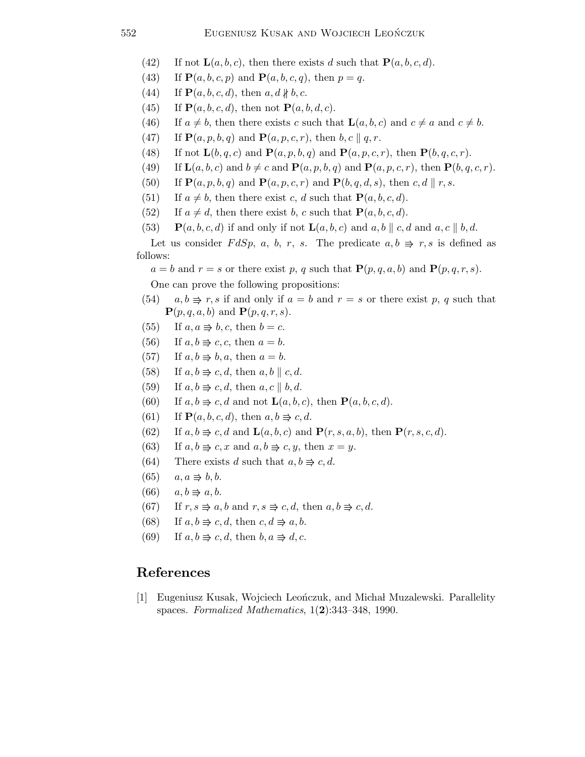(42) If not $\mathbf{L}(a,b,c)$, then there exists $d$ such that $\mathbf{P}(a,b,c,d)$.

(43) If $\mathbf{P}(a,b,c,p)$ and $\mathbf{P}(a,b,c,q)$, then $p = q$.

(44) If $\mathbf{P}(a,b,c,d)$, then $a, d \nparallel b, c$.

(45) If $\mathbf{P}(a,b,c,d)$, then not $\mathbf{P}(a,b,d,c)$.

(46) If $a \neq b$, then there exists $c$ such that $\mathbf{L}(a,b,c)$ and $c \neq a$ and $c \neq b$.

(47) If $\mathbf{P}(a,p,b,q)$ and $\mathbf{P}(a,p,c,r)$, then $b, c \parallel q, r$.

(48) If not $\mathbf{L}(b,q,c)$ and $\mathbf{P}(a,p,b,q)$ and $\mathbf{P}(a,p,c,r)$, then $\mathbf{P}(b,q,c,r)$.

(49) If $\mathbf{L}(a,b,c)$ and $b \neq c$ and $\mathbf{P}(a,p,b,q)$ and $\mathbf{P}(a,p,c,r)$, then $\mathbf{P}(b,q,c,r)$.

(50) If $\mathbf{P}(a,p,b,q)$ and $\mathbf{P}(a,p,c,r)$ and $\mathbf{P}(b,q,d,s)$, then $c, d \parallel r, s$.

(51) If $a \neq b$, then there exist $c$, $d$ such that $\mathbf{P}(a,b,c,d)$.

(52) If $a \neq d$, then there exist $b$, $c$ such that $\mathbf{P}(a,b,c,d)$.

(53) $\mathbf{P}(a,b,c,d)$ if and only if not $\mathbf{L}(a,b,c)$ and $a, b \parallel c, d$ and $a, c \parallel b, d$.

Let us consider $FdSp$, $a$, $b$, $r$, $s$. The predicate $a, b \Rrightarrow r, s$ is defined as follows:

$a = b$ and $r = s$ or there exist $p$, $q$ such that $\mathbf{P}(p,q,a,b)$ and $\mathbf{P}(p,q,r,s)$.

One can prove the following propositions:

(54) $a, b \Rrightarrow r, s$ if and only if $a = b$ and $r = s$ or there exist $p$, $q$ such that $\mathbf{P}(p,q,a,b)$ and $\mathbf{P}(p,q,r,s)$.

(55) If $a, a \Rrightarrow b, c$, then $b = c$.

(56) If $a, b \Rrightarrow c, c$, then $a = b$.

(57) If $a, b \Rrightarrow b, a$, then $a = b$.

(58) If $a, b \Rrightarrow c, d$, then $a, b \parallel c, d$.

(59) If $a, b \Rrightarrow c, d$, then $a, c \parallel b, d$.

(60) If $a, b \Rrightarrow c, d$ and not $\mathbf{L}(a,b,c)$, then $\mathbf{P}(a,b,c,d)$.

(61) If $\mathbf{P}(a,b,c,d)$, then $a, b \Rrightarrow c, d$.

(62) If $a, b \Rrightarrow c, d$ and $\mathbf{L}(a,b,c)$ and $\mathbf{P}(r,s,a,b)$, then $\mathbf{P}(r,s,c,d)$.

(63) If $a, b \Rrightarrow c, x$ and $a, b \Rrightarrow c, y$, then $x = y$.

(64) There exists $d$ such that $a, b \Rrightarrow c, d$.

(65) $a, a \Rrightarrow b, b$.

(66) $a, b \Rrightarrow a, b$.

(67) If $r, s \Rrightarrow a, b$ and $r, s \Rrightarrow c, d$, then $a, b \Rrightarrow c, d$.

(68) If $a, b \Rrightarrow c, d$, then $c, d \Rrightarrow a, b$.

(69) If $a, b \Rrightarrow c, d$, then $b, a \Rrightarrow d, c$.

## References

[1] Eugeniusz Kusak, Wojciech Leończuk, and Michał Muzalewski. Parallelity spaces. *Formalized Mathematics*, 1(**2**):343–348, 1990.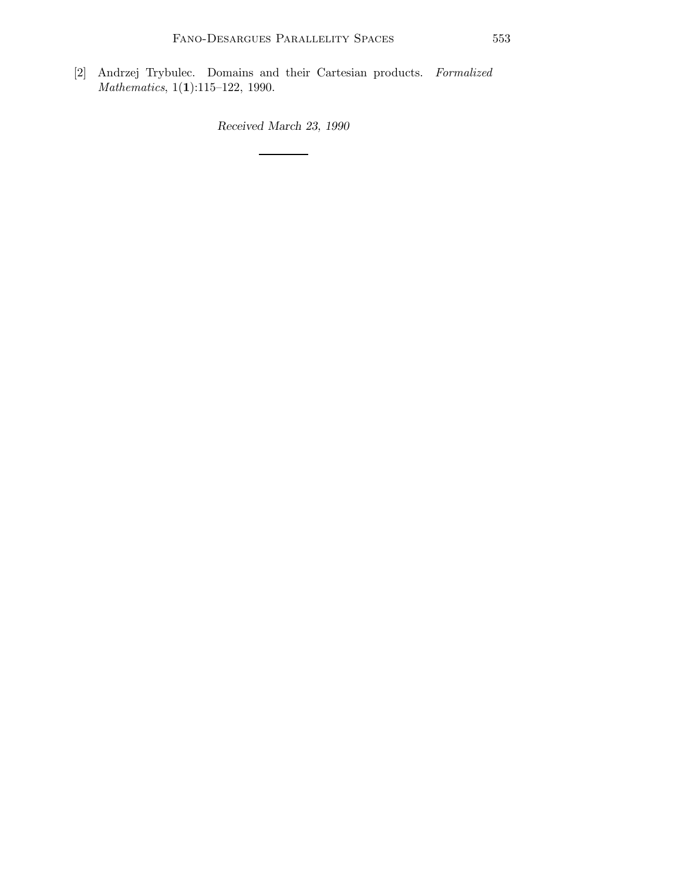[2] Andrzej Trybulec. Domains and their Cartesian products. *Formalized Mathematics*, 1(**1**):115–122, 1990.

*Received March 23, 1990*